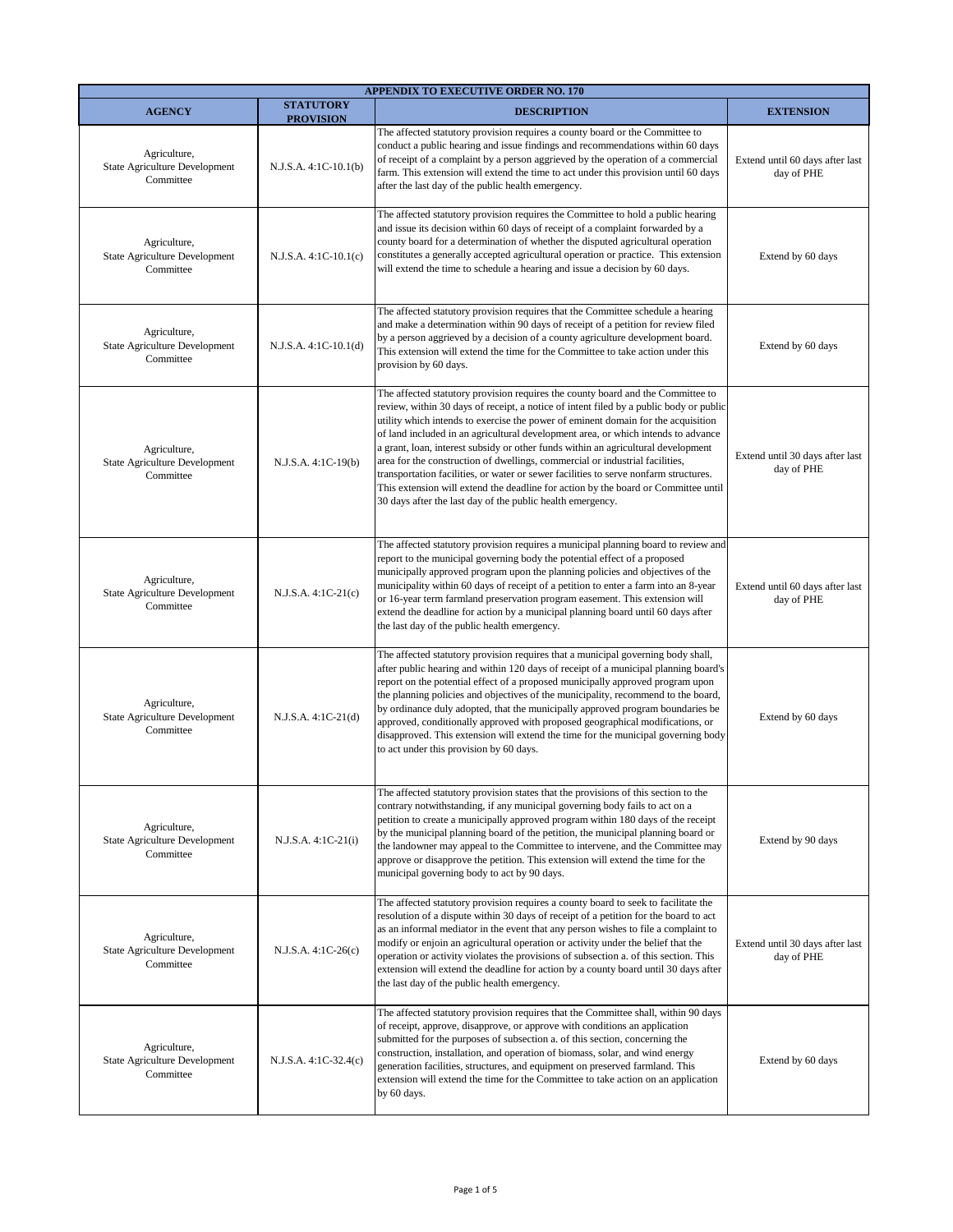| APPENDIX TO EXECUTIVE ORDER NO. 170 | | | |
|---|---|---|---|
| **AGENCY** | **STATUTORY PROVISION** | **DESCRIPTION** | **EXTENSION** |
| Agriculture, State Agriculture Development Committee | N.J.S.A. 4:1C-10.1(b) | The affected statutory provision requires a county board or the Committee to conduct a public hearing and issue findings and recommendations within 60 days of receipt of a complaint by a person aggrieved by the operation of a commercial farm. This extension will extend the time to act under this provision until 60 days after the last day of the public health emergency. | Extend until 60 days after last day of PHE |
| Agriculture, State Agriculture Development Committee | N.J.S.A. 4:1C-10.1(c) | The affected statutory provision requires the Committee to hold a public hearing and issue its decision within 60 days of receipt of a complaint forwarded by a county board for a determination of whether the disputed agricultural operation constitutes a generally accepted agricultural operation or practice. This extension will extend the time to schedule a hearing and issue a decision by 60 days. | Extend by 60 days |
| Agriculture, State Agriculture Development Committee | N.J.S.A. 4:1C-10.1(d) | The affected statutory provision requires that the Committee schedule a hearing and make a determination within 90 days of receipt of a petition for review filed by a person aggrieved by a decision of a county agriculture development board. This extension will extend the time for the Committee to take action under this provision by 60 days. | Extend by 60 days |
| Agriculture, State Agriculture Development Committee | N.J.S.A. 4:1C-19(b) | The affected statutory provision requires the county board and the Committee to review, within 30 days of receipt, a notice of intent filed by a public body or public utility which intends to exercise the power of eminent domain for the acquisition of land included in an agricultural development area, or which intends to advance a grant, loan, interest subsidy or other funds within an agricultural development area for the construction of dwellings, commercial or industrial facilities, transportation facilities, or water or sewer facilities to serve nonfarm structures. This extension will extend the deadline for action by the board or Committee until 30 days after the last day of the public health emergency. | Extend until 30 days after last day of PHE |
| Agriculture, State Agriculture Development Committee | N.J.S.A. 4:1C-21(c) | The affected statutory provision requires a municipal planning board to review and report to the municipal governing body the potential effect of a proposed municipally approved program upon the planning policies and objectives of the municipality within 60 days of receipt of a petition to enter a farm into an 8-year or 16-year term farmland preservation program easement. This extension will extend the deadline for action by a municipal planning board until 60 days after the last day of the public health emergency. | Extend until 60 days after last day of PHE |
| Agriculture, State Agriculture Development Committee | N.J.S.A. 4:1C-21(d) | The affected statutory provision requires that a municipal governing body shall, after public hearing and within 120 days of receipt of a municipal planning board's report on the potential effect of a proposed municipally approved program upon the planning policies and objectives of the municipality, recommend to the board, by ordinance duly adopted, that the municipally approved program boundaries be approved, conditionally approved with proposed geographical modifications, or disapproved. This extension will extend the time for the municipal governing body to act under this provision by 60 days. | Extend by 60 days |
| Agriculture, State Agriculture Development Committee | N.J.S.A. 4:1C-21(i) | The affected statutory provision states that the provisions of this section to the contrary notwithstanding, if any municipal governing body fails to act on a petition to create a municipally approved program within 180 days of the receipt by the municipal planning board of the petition, the municipal planning board or the landowner may appeal to the Committee to intervene, and the Committee may approve or disapprove the petition. This extension will extend the time for the municipal governing body to act by 90 days. | Extend by 90 days |
| Agriculture, State Agriculture Development Committee | N.J.S.A. 4:1C-26(c) | The affected statutory provision requires a county board to seek to facilitate the resolution of a dispute within 30 days of receipt of a petition for the board to act as an informal mediator in the event that any person wishes to file a complaint to modify or enjoin an agricultural operation or activity under the belief that the operation or activity violates the provisions of subsection a. of this section. This extension will extend the deadline for action by a county board until 30 days after the last day of the public health emergency. | Extend until 30 days after last day of PHE |
| Agriculture, State Agriculture Development Committee | N.J.S.A. 4:1C-32.4(c) | The affected statutory provision requires that the Committee shall, within 90 days of receipt, approve, disapprove, or approve with conditions an application submitted for the purposes of subsection a. of this section, concerning the construction, installation, and operation of biomass, solar, and wind energy generation facilities, structures, and equipment on preserved farmland. This extension will extend the time for the Committee to take action on an application by 60 days. | Extend by 60 days |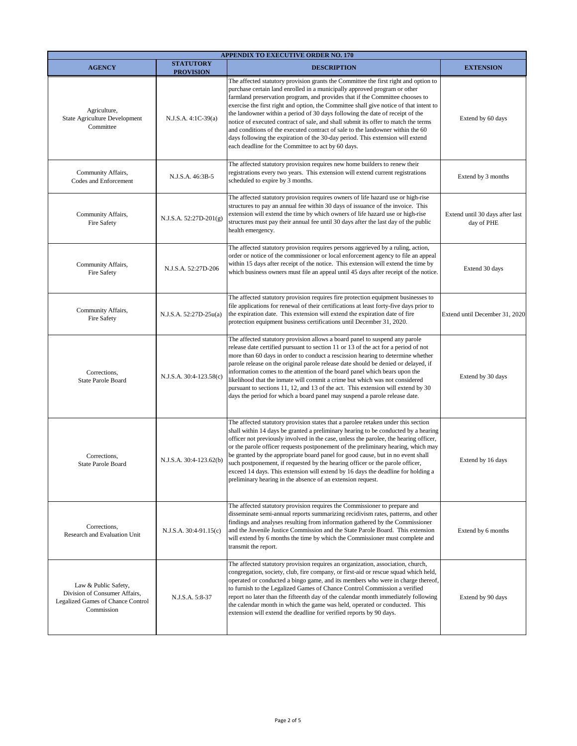| APPENDIX TO EXECUTIVE ORDER NO. 170 | | | |
|---|---|---|---|
| **AGENCY** | **STATUTORY PROVISION** | **DESCRIPTION** | **EXTENSION** |
| Agriculture, State Agriculture Development Committee | N.J.S.A. 4:1C-39(a) | The affected statutory provision grants the Committee the first right and option to purchase certain land enrolled in a municipally approved program or other farmland preservation program, and provides that if the Committee chooses to exercise the first right and option, the Committee shall give notice of that intent to the landowner within a period of 30 days following the date of receipt of the notice of executed contract of sale, and shall submit its offer to match the terms and conditions of the executed contract of sale to the landowner within the 60 days following the expiration of the 30-day period. This extension will extend each deadline for the Committee to act by 60 days. | Extend by 60 days |
| Community Affairs, Codes and Enforcement | N.J.S.A. 46:3B-5 | The affected statutory provision requires new home builders to renew their registrations every two years. This extension will extend current registrations scheduled to expire by 3 months. | Extend by 3 months |
| Community Affairs, Fire Safety | N.J.S.A. 52:27D-201(g) | The affected statutory provision requires owners of life hazard use or high-rise structures to pay an annual fee within 30 days of issuance of the invoice. This extension will extend the time by which owners of life hazard use or high-rise structures must pay their annual fee until 30 days after the last day of the public health emergency. | Extend until 30 days after last day of PHE |
| Community Affairs, Fire Safety | N.J.S.A. 52:27D-206 | The affected statutory provision requires persons aggrieved by a ruling, action, order or notice of the commissioner or local enforcement agency to file an appeal within 15 days after receipt of the notice. This extension will extend the time by which business owners must file an appeal until 45 days after receipt of the notice. | Extend 30 days |
| Community Affairs, Fire Safety | N.J.S.A. 52:27D-25u(a) | The affected statutory provision requires fire protection equipment businesses to file applications for renewal of their certifications at least forty-five days prior to the expiration date. This extension will extend the expiration date of fire protection equipment business certifications until December 31, 2020. | Extend until December 31, 2020 |
| Corrections, State Parole Board | N.J.S.A. 30:4-123.58(c) | The affected statutory provision allows a board panel to suspend any parole release date certified pursuant to section 11 or 13 of the act for a period of not more than 60 days in order to conduct a rescission hearing to determine whether parole release on the original parole release date should be denied or delayed, if information comes to the attention of the board panel which bears upon the likelihood that the inmate will commit a crime but which was not considered pursuant to sections 11, 12, and 13 of the act. This extension will extend by 30 days the period for which a board panel may suspend a parole release date. | Extend by 30 days |
| Corrections, State Parole Board | N.J.S.A. 30:4-123.62(b) | The affected statutory provision states that a parolee retaken under this section shall within 14 days be granted a preliminary hearing to be conducted by a hearing officer not previously involved in the case, unless the parolee, the hearing officer, or the parole officer requests postponement of the preliminary hearing, which may be granted by the appropriate board panel for good cause, but in no event shall such postponement, if requested by the hearing officer or the parole officer, exceed 14 days. This extension will extend by 16 days the deadline for holding a preliminary hearing in the absence of an extension request. | Extend by 16 days |
| Corrections, Research and Evaluation Unit | N.J.S.A. 30:4-91.15(c) | The affected statutory provision requires the Commissioner to prepare and disseminate semi-annual reports summarizing recidivism rates, patterns, and other findings and analyses resulting from information gathered by the Commissioner and the Juvenile Justice Commission and the State Parole Board. This extension will extend by 6 months the time by which the Commissioner must complete and transmit the report. | Extend by 6 months |
| Law & Public Safety, Division of Consumer Affairs, Legalized Games of Chance Control Commission | N.J.S.A. 5:8-37 | The affected statutory provision requires an organization, association, church, congregation, society, club, fire company, or first-aid or rescue squad which held, operated or conducted a bingo game, and its members who were in charge thereof, to furnish to the Legalized Games of Chance Control Commission a verified report no later than the fifteenth day of the calendar month immediately following the calendar month in which the game was held, operated or conducted. This extension will extend the deadline for verified reports by 90 days. | Extend by 90 days |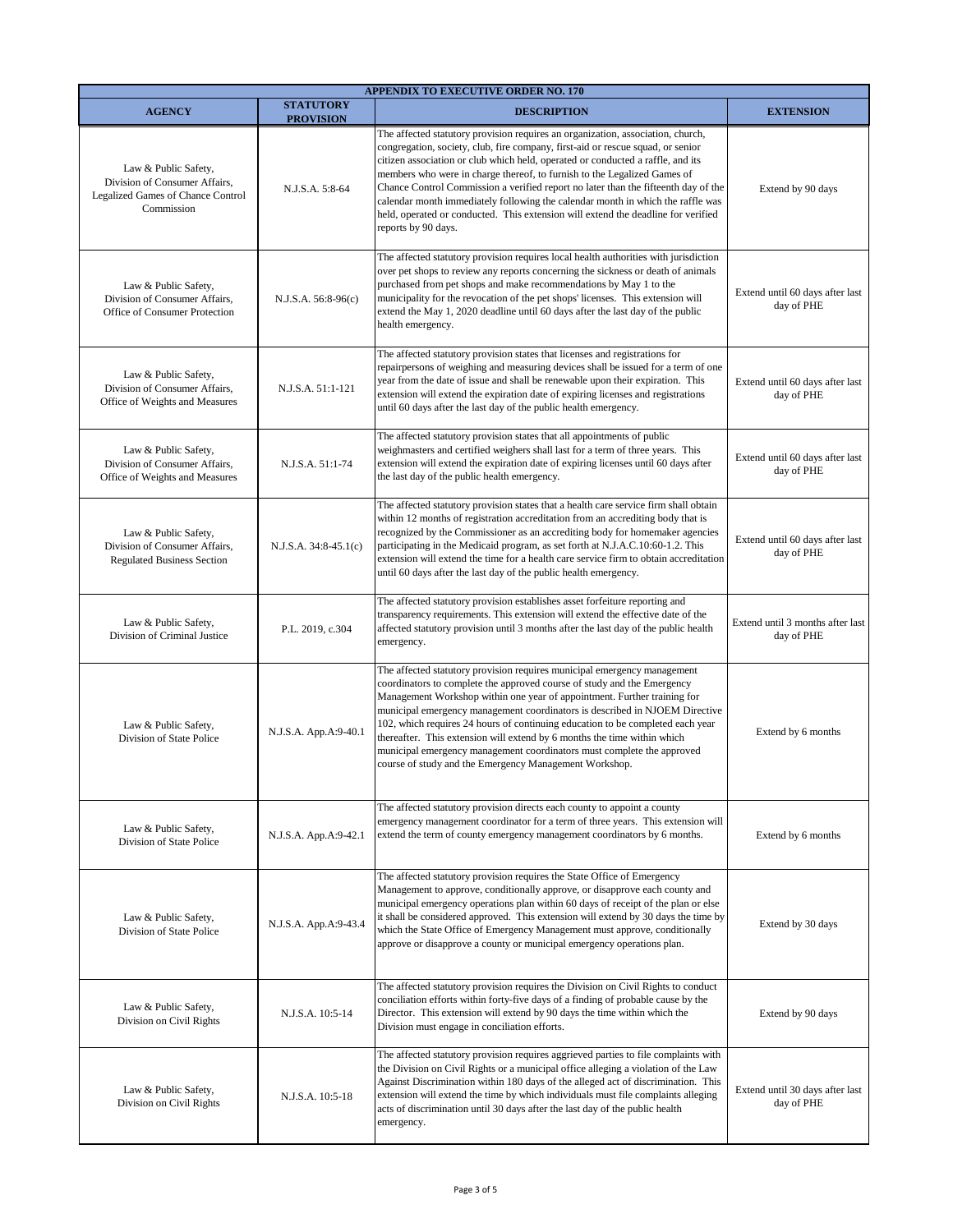| APPENDIX TO EXECUTIVE ORDER NO. 170 | | | |
|---|---|---|---|
| **AGENCY** | **STATUTORY PROVISION** | **DESCRIPTION** | **EXTENSION** |
| Law & Public Safety, Division of Consumer Affairs, Legalized Games of Chance Control Commission | N.J.S.A. 5:8-64 | The affected statutory provision requires an organization, association, church, congregation, society, club, fire company, first-aid or rescue squad, or senior citizen association or club which held, operated or conducted a raffle, and its members who were in charge thereof, to furnish to the Legalized Games of Chance Control Commission a verified report no later than the fifteenth day of the calendar month immediately following the calendar month in which the raffle was held, operated or conducted. This extension will extend the deadline for verified reports by 90 days. | Extend by 90 days |
| Law & Public Safety, Division of Consumer Affairs, Office of Consumer Protection | N.J.S.A. 56:8-96(c) | The affected statutory provision requires local health authorities with jurisdiction over pet shops to review any reports concerning the sickness or death of animals purchased from pet shops and make recommendations by May 1 to the municipality for the revocation of the pet shops' licenses. This extension will extend the May 1, 2020 deadline until 60 days after the last day of the public health emergency. | Extend until 60 days after last day of PHE |
| Law & Public Safety, Division of Consumer Affairs, Office of Weights and Measures | N.J.S.A. 51:1-121 | The affected statutory provision states that licenses and registrations for repairpersons of weighing and measuring devices shall be issued for a term of one year from the date of issue and shall be renewable upon their expiration. This extension will extend the expiration date of expiring licenses and registrations until 60 days after the last day of the public health emergency. | Extend until 60 days after last day of PHE |
| Law & Public Safety, Division of Consumer Affairs, Office of Weights and Measures | N.J.S.A. 51:1-74 | The affected statutory provision states that all appointments of public weighmasters and certified weighers shall last for a term of three years. This extension will extend the expiration date of expiring licenses until 60 days after the last day of the public health emergency. | Extend until 60 days after last day of PHE |
| Law & Public Safety, Division of Consumer Affairs, Regulated Business Section | N.J.S.A. 34:8-45.1(c) | The affected statutory provision states that a health care service firm shall obtain within 12 months of registration accreditation from an accrediting body that is recognized by the Commissioner as an accrediting body for homemaker agencies participating in the Medicaid program, as set forth at N.J.A.C.10:60-1.2. This extension will extend the time for a health care service firm to obtain accreditation until 60 days after the last day of the public health emergency. | Extend until 60 days after last day of PHE |
| Law & Public Safety, Division of Criminal Justice | P.L. 2019, c.304 | The affected statutory provision establishes asset forfeiture reporting and transparency requirements. This extension will extend the effective date of the affected statutory provision until 3 months after the last day of the public health emergency. | Extend until 3 months after last day of PHE |
| Law & Public Safety, Division of State Police | N.J.S.A. App.A:9-40.1 | The affected statutory provision requires municipal emergency management coordinators to complete the approved course of study and the Emergency Management Workshop within one year of appointment. Further training for municipal emergency management coordinators is described in NJOEM Directive 102, which requires 24 hours of continuing education to be completed each year thereafter. This extension will extend by 6 months the time within which municipal emergency management coordinators must complete the approved course of study and the Emergency Management Workshop. | Extend by 6 months |
| Law & Public Safety, Division of State Police | N.J.S.A. App.A:9-42.1 | The affected statutory provision directs each county to appoint a county emergency management coordinator for a term of three years. This extension will extend the term of county emergency management coordinators by 6 months. | Extend by 6 months |
| Law & Public Safety, Division of State Police | N.J.S.A. App.A:9-43.4 | The affected statutory provision requires the State Office of Emergency Management to approve, conditionally approve, or disapprove each county and municipal emergency operations plan within 60 days of receipt of the plan or else it shall be considered approved. This extension will extend by 30 days the time by which the State Office of Emergency Management must approve, conditionally approve or disapprove a county or municipal emergency operations plan. | Extend by 30 days |
| Law & Public Safety, Division on Civil Rights | N.J.S.A. 10:5-14 | The affected statutory provision requires the Division on Civil Rights to conduct conciliation efforts within forty-five days of a finding of probable cause by the Director. This extension will extend by 90 days the time within which the Division must engage in conciliation efforts. | Extend by 90 days |
| Law & Public Safety, Division on Civil Rights | N.J.S.A. 10:5-18 | The affected statutory provision requires aggrieved parties to file complaints with the Division on Civil Rights or a municipal office alleging a violation of the Law Against Discrimination within 180 days of the alleged act of discrimination. This extension will extend the time by which individuals must file complaints alleging acts of discrimination until 30 days after the last day of the public health emergency. | Extend until 30 days after last day of PHE |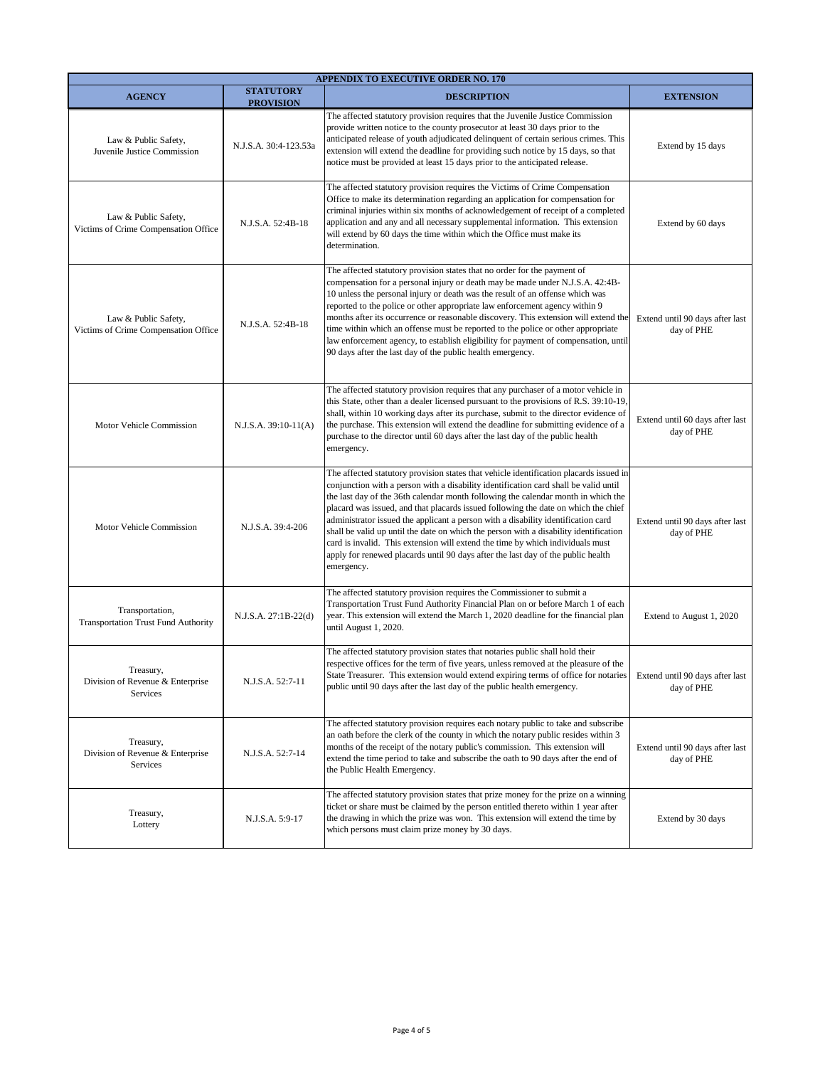| APPENDIX TO EXECUTIVE ORDER NO. 170 | | | |
|---|---|---|---|
| **AGENCY** | **STATUTORY PROVISION** | **DESCRIPTION** | **EXTENSION** |
| Law & Public Safety, Juvenile Justice Commission | N.J.S.A. 30:4-123.53a | The affected statutory provision requires that the Juvenile Justice Commission provide written notice to the county prosecutor at least 30 days prior to the anticipated release of youth adjudicated delinquent of certain serious crimes. This extension will extend the deadline for providing such notice by 15 days, so that notice must be provided at least 15 days prior to the anticipated release. | Extend by 15 days |
| Law & Public Safety, Victims of Crime Compensation Office | N.J.S.A. 52:4B-18 | The affected statutory provision requires the Victims of Crime Compensation Office to make its determination regarding an application for compensation for criminal injuries within six months of acknowledgement of receipt of a completed application and any and all necessary supplemental information. This extension will extend by 60 days the time within which the Office must make its determination. | Extend by 60 days |
| Law & Public Safety, Victims of Crime Compensation Office | N.J.S.A. 52:4B-18 | The affected statutory provision states that no order for the payment of compensation for a personal injury or death may be made under N.J.S.A. 42:4B-10 unless the personal injury or death was the result of an offense which was reported to the police or other appropriate law enforcement agency within 9 months after its occurrence or reasonable discovery. This extension will extend the time within which an offense must be reported to the police or other appropriate law enforcement agency, to establish eligibility for payment of compensation, until 90 days after the last day of the public health emergency. | Extend until 90 days after last day of PHE |
| Motor Vehicle Commission | N.J.S.A. 39:10-11(A) | The affected statutory provision requires that any purchaser of a motor vehicle in this State, other than a dealer licensed pursuant to the provisions of R.S. 39:10-19, shall, within 10 working days after its purchase, submit to the director evidence of the purchase. This extension will extend the deadline for submitting evidence of a purchase to the director until 60 days after the last day of the public health emergency. | Extend until 60 days after last day of PHE |
| Motor Vehicle Commission | N.J.S.A. 39:4-206 | The affected statutory provision states that vehicle identification placards issued in conjunction with a person with a disability identification card shall be valid until the last day of the 36th calendar month following the calendar month in which the placard was issued, and that placards issued following the date on which the chief administrator issued the applicant a person with a disability identification card shall be valid up until the date on which the person with a disability identification card is invalid. This extension will extend the time by which individuals must apply for renewed placards until 90 days after the last day of the public health emergency. | Extend until 90 days after last day of PHE |
| Transportation, Transportation Trust Fund Authority | N.J.S.A. 27:1B-22(d) | The affected statutory provision requires the Commissioner to submit a Transportation Trust Fund Authority Financial Plan on or before March 1 of each year. This extension will extend the March 1, 2020 deadline for the financial plan until August 1, 2020. | Extend to August 1, 2020 |
| Treasury, Division of Revenue & Enterprise Services | N.J.S.A. 52:7-11 | The affected statutory provision states that notaries public shall hold their respective offices for the term of five years, unless removed at the pleasure of the State Treasurer. This extension would extend expiring terms of office for notaries public until 90 days after the last day of the public health emergency. | Extend until 90 days after last day of PHE |
| Treasury, Division of Revenue & Enterprise Services | N.J.S.A. 52:7-14 | The affected statutory provision requires each notary public to take and subscribe an oath before the clerk of the county in which the notary public resides within 3 months of the receipt of the notary public's commission. This extension will extend the time period to take and subscribe the oath to 90 days after the end of the Public Health Emergency. | Extend until 90 days after last day of PHE |
| Treasury, Lottery | N.J.S.A. 5:9-17 | The affected statutory provision states that prize money for the prize on a winning ticket or share must be claimed by the person entitled thereto within 1 year after the drawing in which the prize was won. This extension will extend the time by which persons must claim prize money by 30 days. | Extend by 30 days |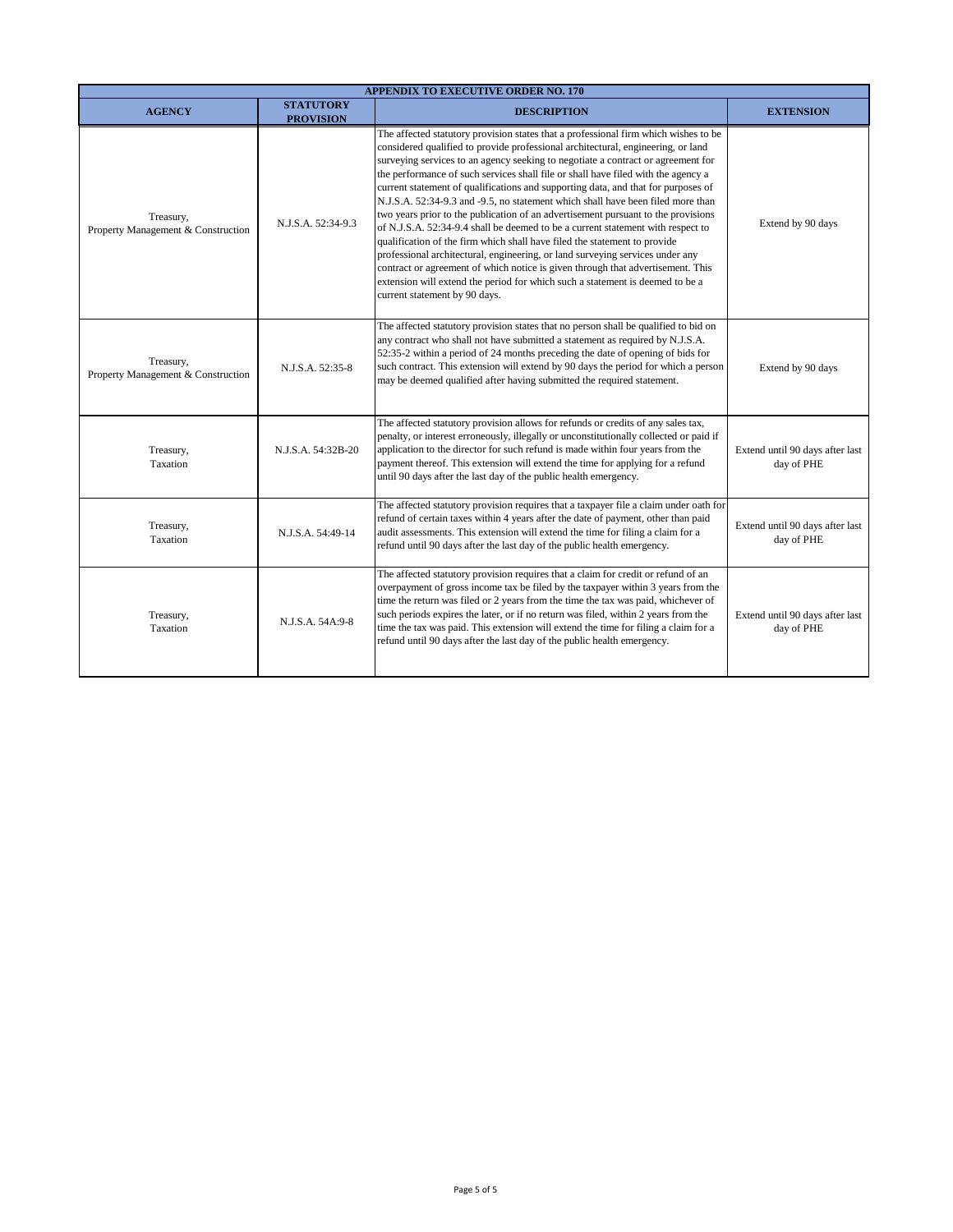| APPENDIX TO EXECUTIVE ORDER NO. 170 | | | |
|---|---|---|---|
| **AGENCY** | **STATUTORY PROVISION** | **DESCRIPTION** | **EXTENSION** |
| Treasury, Property Management & Construction | N.J.S.A. 52:34-9.3 | The affected statutory provision states that a professional firm which wishes to be considered qualified to provide professional architectural, engineering, or land surveying services to an agency seeking to negotiate a contract or agreement for the performance of such services shall file or shall have filed with the agency a current statement of qualifications and supporting data, and that for purposes of N.J.S.A. 52:34-9.3 and -9.5, no statement which shall have been filed more than two years prior to the publication of an advertisement pursuant to the provisions of N.J.S.A. 52:34-9.4 shall be deemed to be a current statement with respect to qualification of the firm which shall have filed the statement to provide professional architectural, engineering, or land surveying services under any contract or agreement of which notice is given through that advertisement. This extension will extend the period for which such a statement is deemed to be a current statement by 90 days. | Extend by 90 days |
| Treasury, Property Management & Construction | N.J.S.A. 52:35-8 | The affected statutory provision states that no person shall be qualified to bid on any contract who shall not have submitted a statement as required by N.J.S.A. 52:35-2 within a period of 24 months preceding the date of opening of bids for such contract. This extension will extend by 90 days the period for which a person may be deemed qualified after having submitted the required statement. | Extend by 90 days |
| Treasury, Taxation | N.J.S.A. 54:32B-20 | The affected statutory provision allows for refunds or credits of any sales tax, penalty, or interest erroneously, illegally or unconstitutionally collected or paid if application to the director for such refund is made within four years from the payment thereof. This extension will extend the time for applying for a refund until 90 days after the last day of the public health emergency. | Extend until 90 days after last day of PHE |
| Treasury, Taxation | N.J.S.A. 54:49-14 | The affected statutory provision requires that a taxpayer file a claim under oath for refund of certain taxes within 4 years after the date of payment, other than paid audit assessments. This extension will extend the time for filing a claim for a refund until 90 days after the last day of the public health emergency. | Extend until 90 days after last day of PHE |
| Treasury, Taxation | N.J.S.A. 54A:9-8 | The affected statutory provision requires that a claim for credit or refund of an overpayment of gross income tax be filed by the taxpayer within 3 years from the time the return was filed or 2 years from the time the tax was paid, whichever of such periods expires the later, or if no return was filed, within 2 years from the time the tax was paid. This extension will extend the time for filing a claim for a refund until 90 days after the last day of the public health emergency. | Extend until 90 days after last day of PHE |